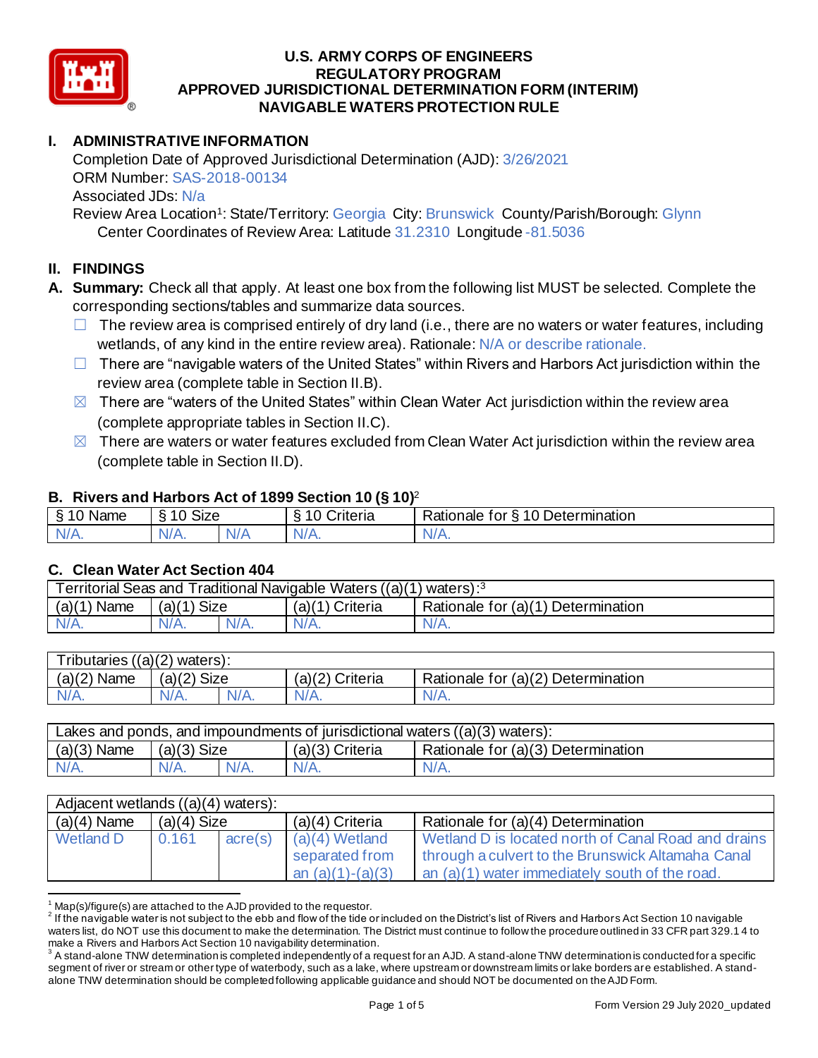# U.S. ARMY CORPS OF ENGINEERS
# REGULATORY PROGRAM
# APPROVED JURISDICTIONAL DETERMINATION FORM (INTERIM)
# NAVIGABLE WATERS PROTECTION RULE

## I. ADMINISTRATIVE INFORMATION

Completion Date of Approved Jurisdictional Determination (AJD): 3/26/2021
ORM Number: SAS-2018-00134
Associated JDs: N/a
Review Area Location[1]: State/Territory: Georgia City: Brunswick County/Parish/Borough: Glynn
Center Coordinates of Review Area: Latitude 31.2310 Longitude -81.5036

## II. FINDINGS

**A. Summary:** Check all that apply. At least one box from the following list MUST be selected. Complete the corresponding sections/tables and summarize data sources.

- ☐ The review area is comprised entirely of dry land (i.e., there are no waters or water features, including wetlands, of any kind in the entire review area). Rationale: N/A or describe rationale.
- ☐ There are "navigable waters of the United States" within Rivers and Harbors Act jurisdiction within the review area (complete table in Section II.B).
- ☒ There are "waters of the United States" within Clean Water Act jurisdiction within the review area (complete appropriate tables in Section II.C).
- ☒ There are waters or water features excluded from Clean Water Act jurisdiction within the review area (complete table in Section II.D).

### B. Rivers and Harbors Act of 1899 Section 10 (§ 10)[2]

| § 10 Name | § 10 Size | | § 10 Criteria | Rationale for § 10 Determination |
|---|---|---|---|---|
| N/A. | N/A. | N/A | N/A. | N/A. |

### C. Clean Water Act Section 404

| Territorial Seas and Traditional Navigable Waters ((a)(1) waters):[3] | | | | |
|---|---|---|---|---|
| (a)(1) Name | (a)(1) Size | | (a)(1) Criteria | Rationale for (a)(1) Determination |
| N/A. | N/A. | N/A. | N/A. | N/A. |

| Tributaries ((a)(2) waters): | | | | |
|---|---|---|---|---|
| (a)(2) Name | (a)(2) Size | | (a)(2) Criteria | Rationale for (a)(2) Determination |
| N/A. | N/A. | N/A. | N/A. | N/A. |

| Lakes and ponds, and impoundments of jurisdictional waters ((a)(3) waters): | | | | |
|---|---|---|---|---|
| (a)(3) Name | (a)(3) Size | | (a)(3) Criteria | Rationale for (a)(3) Determination |
| N/A. | N/A. | N/A. | N/A. | N/A. |

| Adjacent wetlands ((a)(4) waters): | | | | |
|---|---|---|---|---|
| (a)(4) Name | (a)(4) Size | | (a)(4) Criteria | Rationale for (a)(4) Determination |
| Wetland D | 0.161 | acre(s) | (a)(4) Wetland separated from an (a)(1)-(a)(3) | Wetland D is located north of Canal Road and drains through a culvert to the Brunswick Altamaha Canal an (a)(1) water immediately south of the road. |

---

[1] Map(s)/figure(s) are attached to the AJD provided to the requestor.

[2] If the navigable water is not subject to the ebb and flow of the tide or included on the District's list of Rivers and Harbors Act Section 10 navigable waters list, do NOT use this document to make the determination. The District must continue to follow the procedure outlined in 33 CFR part 329.14 to make a Rivers and Harbors Act Section 10 navigability determination.

[3] A stand-alone TNW determination is completed independently of a request for an AJD. A stand-alone TNW determination is conducted for a specific segment of river or stream or other type of waterbody, such as a lake, where upstream or downstream limits or lake borders are established. A stand-alone TNW determination should be completed following applicable guidance and should NOT be documented on the AJD Form.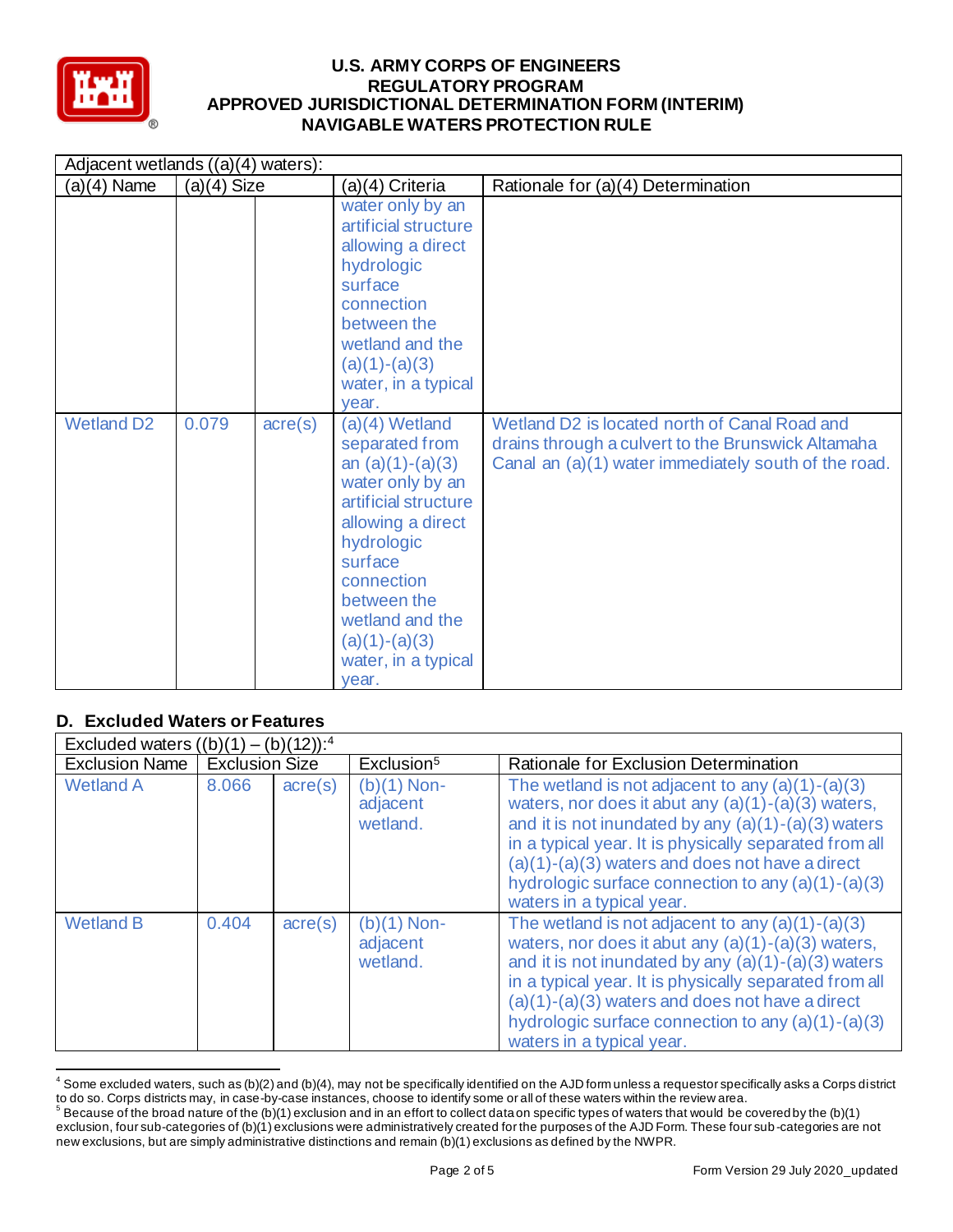| Adjacent wetlands ((a)(4) waters): | | | | |
|---|---|---|---|---|
| (a)(4) Name | (a)(4) Size | | (a)(4) Criteria | Rationale for (a)(4) Determination |
| | | | water only by an artificial structure allowing a direct hydrologic surface connection between the wetland and the (a)(1)-(a)(3) water, in a typical year. | |
| Wetland D2 | 0.079 | acre(s) | (a)(4) Wetland separated from an (a)(1)-(a)(3) water only by an artificial structure allowing a direct hydrologic surface connection between the wetland and the (a)(1)-(a)(3) water, in a typical year. | Wetland D2 is located north of Canal Road and drains through a culvert to the Brunswick Altamaha Canal an (a)(1) water immediately south of the road. |

## D. Excluded Waters or Features

| Excluded waters ((b)(1) – (b)(12)):[4] | | | | |
|---|---|---|---|---|
| Exclusion Name | Exclusion Size | | Exclusion[5] | Rationale for Exclusion Determination |
| Wetland A | 8.066 | acre(s) | (b)(1) Non-adjacent wetland. | The wetland is not adjacent to any (a)(1)-(a)(3) waters, nor does it abut any (a)(1)-(a)(3) waters, and it is not inundated by any (a)(1)-(a)(3) waters in a typical year. It is physically separated from all (a)(1)-(a)(3) waters and does not have a direct hydrologic surface connection to any (a)(1)-(a)(3) waters in a typical year. |
| Wetland B | 0.404 | acre(s) | (b)(1) Non-adjacent wetland. | The wetland is not adjacent to any (a)(1)-(a)(3) waters, nor does it abut any (a)(1)-(a)(3) waters, and it is not inundated by any (a)(1)-(a)(3) waters in a typical year. It is physically separated from all (a)(1)-(a)(3) waters and does not have a direct hydrologic surface connection to any (a)(1)-(a)(3) waters in a typical year. |

[4] Some excluded waters, such as (b)(2) and (b)(4), may not be specifically identified on the AJD form unless a requestor specifically asks a Corps district to do so. Corps districts may, in case-by-case instances, choose to identify some or all of these waters within the review area.

[5] Because of the broad nature of the (b)(1) exclusion and in an effort to collect data on specific types of waters that would be covered by the (b)(1) exclusion, four sub-categories of (b)(1) exclusions were administratively created for the purposes of the AJD Form. These four sub-categories are not new exclusions, but are simply administrative distinctions and remain (b)(1) exclusions as defined by the NWPR.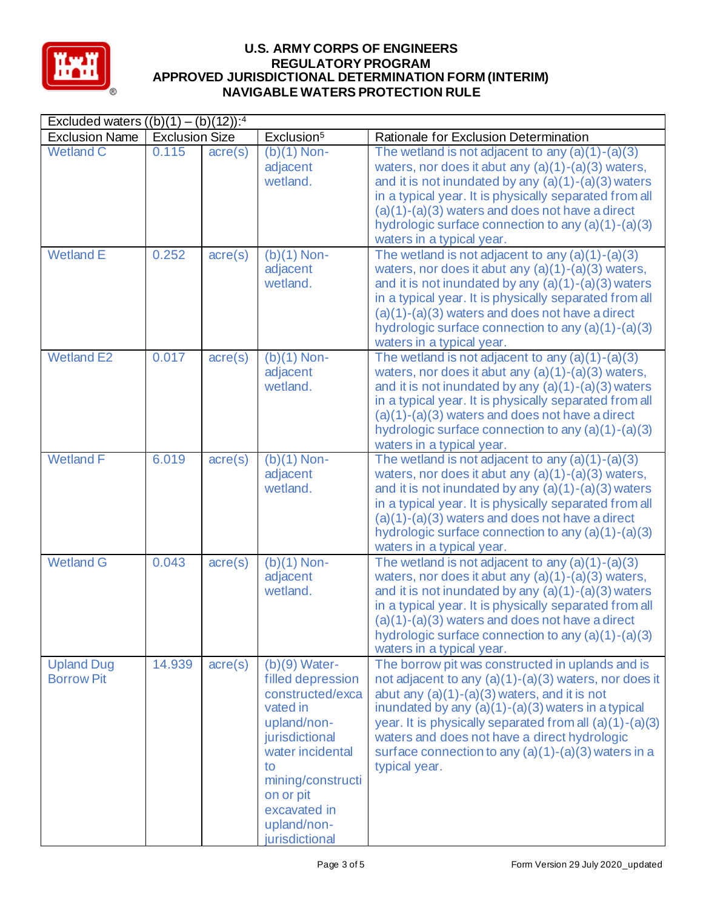| Excluded waters ((b)(1) – (b)(12)):[4] | | | | |
|---|---|---|---|---|
| Exclusion Name | Exclusion Size | | Exclusion[5] | Rationale for Exclusion Determination |
| Wetland C | 0.115 | acre(s) | (b)(1) Non-adjacent wetland. | The wetland is not adjacent to any (a)(1)-(a)(3) waters, nor does it abut any (a)(1)-(a)(3) waters, and it is not inundated by any (a)(1)-(a)(3) waters in a typical year. It is physically separated from all (a)(1)-(a)(3) waters and does not have a direct hydrologic surface connection to any (a)(1)-(a)(3) waters in a typical year. |
| Wetland E | 0.252 | acre(s) | (b)(1) Non-adjacent wetland. | The wetland is not adjacent to any (a)(1)-(a)(3) waters, nor does it abut any (a)(1)-(a)(3) waters, and it is not inundated by any (a)(1)-(a)(3) waters in a typical year. It is physically separated from all (a)(1)-(a)(3) waters and does not have a direct hydrologic surface connection to any (a)(1)-(a)(3) waters in a typical year. |
| Wetland E2 | 0.017 | acre(s) | (b)(1) Non-adjacent wetland. | The wetland is not adjacent to any (a)(1)-(a)(3) waters, nor does it abut any (a)(1)-(a)(3) waters, and it is not inundated by any (a)(1)-(a)(3) waters in a typical year. It is physically separated from all (a)(1)-(a)(3) waters and does not have a direct hydrologic surface connection to any (a)(1)-(a)(3) waters in a typical year. |
| Wetland F | 6.019 | acre(s) | (b)(1) Non-adjacent wetland. | The wetland is not adjacent to any (a)(1)-(a)(3) waters, nor does it abut any (a)(1)-(a)(3) waters, and it is not inundated by any (a)(1)-(a)(3) waters in a typical year. It is physically separated from all (a)(1)-(a)(3) waters and does not have a direct hydrologic surface connection to any (a)(1)-(a)(3) waters in a typical year. |
| Wetland G | 0.043 | acre(s) | (b)(1) Non-adjacent wetland. | The wetland is not adjacent to any (a)(1)-(a)(3) waters, nor does it abut any (a)(1)-(a)(3) waters, and it is not inundated by any (a)(1)-(a)(3) waters in a typical year. It is physically separated from all (a)(1)-(a)(3) waters and does not have a direct hydrologic surface connection to any (a)(1)-(a)(3) waters in a typical year. |
| Upland Dug Borrow Pit | 14.939 | acre(s) | (b)(9) Water-filled depression constructed/excavated in upland/non-jurisdictional water incidental to mining/construction or pit excavated in upland/non-jurisdictional | The borrow pit was constructed in uplands and is not adjacent to any (a)(1)-(a)(3) waters, nor does it abut any (a)(1)-(a)(3) waters, and it is not inundated by any (a)(1)-(a)(3) waters in a typical year. It is physically separated from all (a)(1)-(a)(3) waters and does not have a direct hydrologic surface connection to any (a)(1)-(a)(3) waters in a typical year. |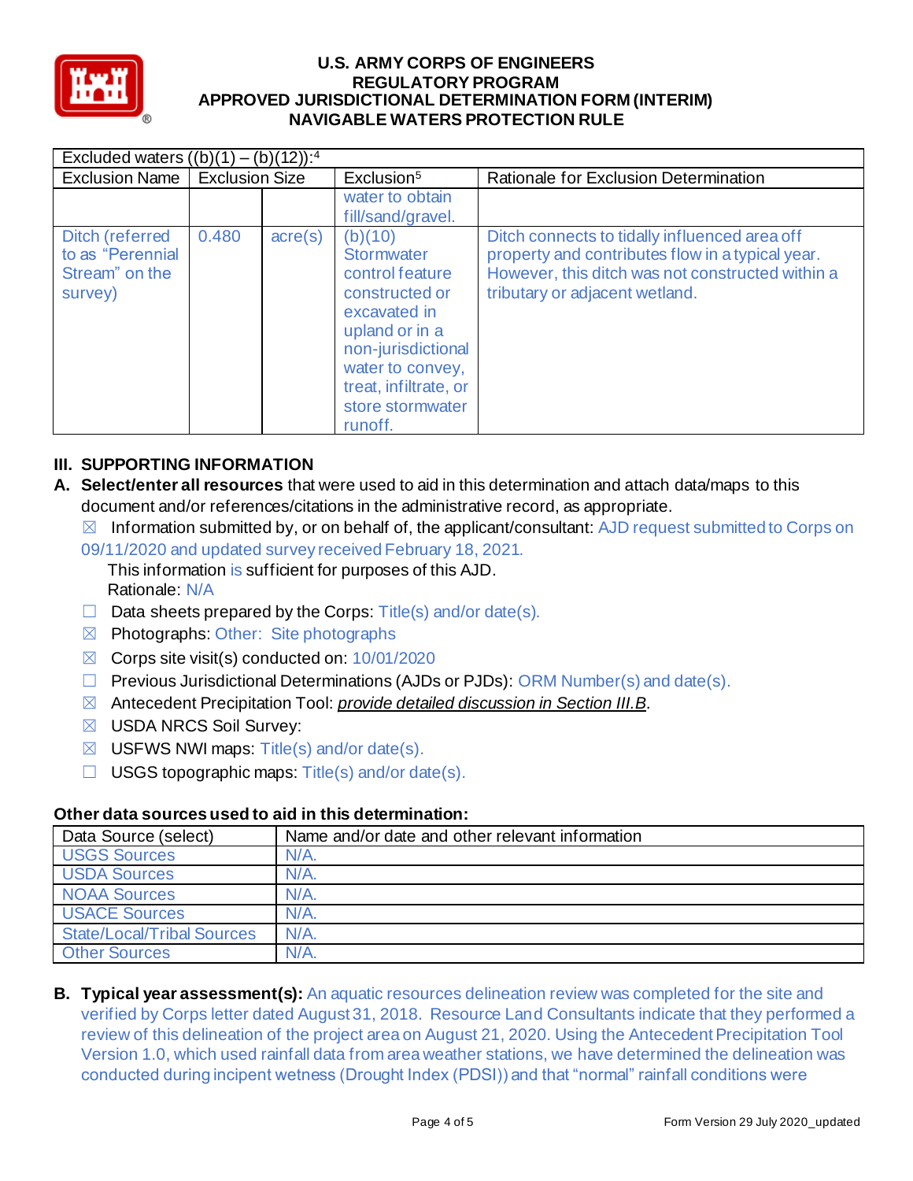| Excluded waters ((b)(1) – (b)(12)):[4] | | | | |
|---|---|---|---|---|
| Exclusion Name | Exclusion Size | | Exclusion[5] | Rationale for Exclusion Determination |
| | | | water to obtain fill/sand/gravel. | |
| Ditch (referred to as "Perennial Stream" on the survey) | 0.480 | acre(s) | (b)(10) Stormwater control feature constructed or excavated in upland or in a non-jurisdictional water to convey, treat, infiltrate, or store stormwater runoff. | Ditch connects to tidally influenced area off property and contributes flow in a typical year. However, this ditch was not constructed within a tributary or adjacent wetland. |

## III. SUPPORTING INFORMATION

**A. Select/enter all resources** that were used to aid in this determination and attach data/maps to this document and/or references/citations in the administrative record, as appropriate.

☒ Information submitted by, or on behalf of, the applicant/consultant: AJD request submitted to Corps on 09/11/2020 and updated survey received February 18, 2021.
This information is sufficient for purposes of this AJD.
Rationale: N/A

☐ Data sheets prepared by the Corps: Title(s) and/or date(s).

☒ Photographs: Other: Site photographs

☒ Corps site visit(s) conducted on: 10/01/2020

☐ Previous Jurisdictional Determinations (AJDs or PJDs): ORM Number(s) and date(s).

☒ Antecedent Precipitation Tool: *provide detailed discussion in Section III.B*.

☒ USDA NRCS Soil Survey:

☒ USFWS NWI maps: Title(s) and/or date(s).

☐ USGS topographic maps: Title(s) and/or date(s).

**Other data sources used to aid in this determination:**

| Data Source (select) | Name and/or date and other relevant information |
|---|---|
| USGS Sources | N/A. |
| USDA Sources | N/A. |
| NOAA Sources | N/A. |
| USACE Sources | N/A. |
| State/Local/Tribal Sources | N/A. |
| Other Sources | N/A. |

**B. Typical year assessment(s):** An aquatic resources delineation review was completed for the site and verified by Corps letter dated August 31, 2018. Resource Land Consultants indicate that they performed a review of this delineation of the project area on August 21, 2020. Using the Antecedent Precipitation Tool Version 1.0, which used rainfall data from area weather stations, we have determined the delineation was conducted during incipient wetness (Drought Index (PDSI)) and that "normal" rainfall conditions were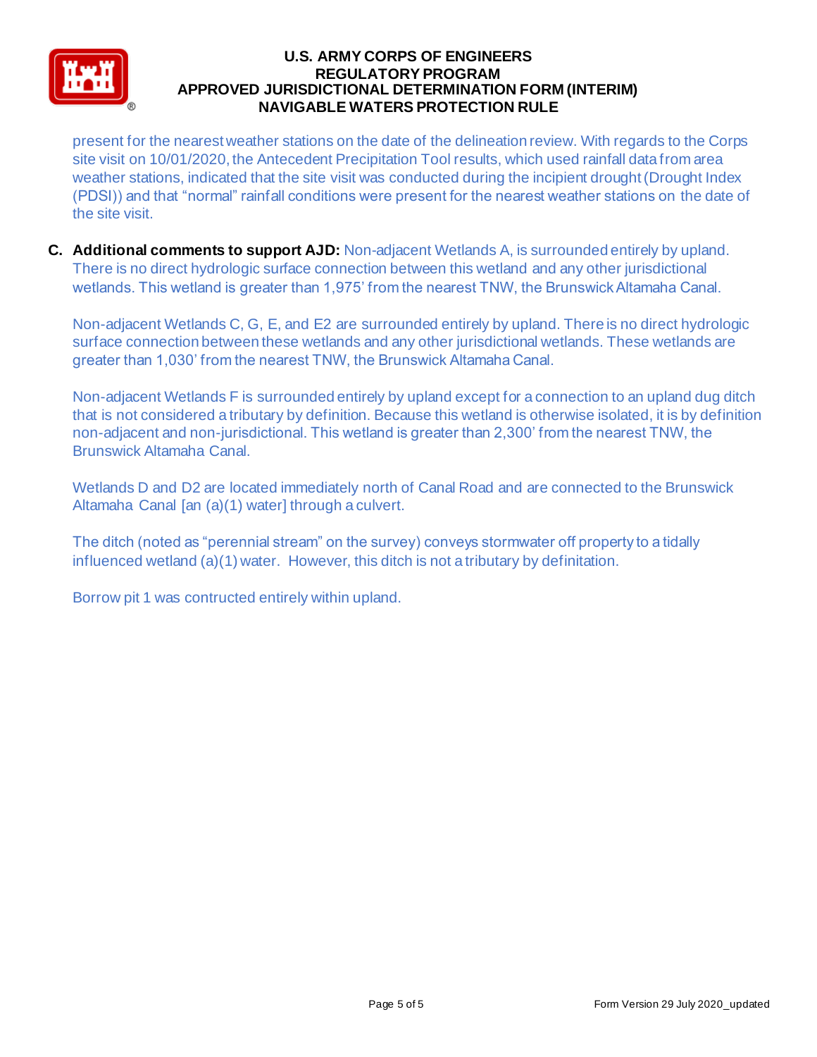present for the nearest weather stations on the date of the delineation review. With regards to the Corps site visit on 10/01/2020, the Antecedent Precipitation Tool results, which used rainfall data from area weather stations, indicated that the site visit was conducted during the incipient drought (Drought Index (PDSI)) and that "normal" rainfall conditions were present for the nearest weather stations on the date of the site visit.

**C. Additional comments to support AJD:** Non-adjacent Wetlands A, is surrounded entirely by upland. There is no direct hydrologic surface connection between this wetland and any other jurisdictional wetlands. This wetland is greater than 1,975' from the nearest TNW, the Brunswick Altamaha Canal.

Non-adjacent Wetlands C, G, E, and E2 are surrounded entirely by upland. There is no direct hydrologic surface connection between these wetlands and any other jurisdictional wetlands. These wetlands are greater than 1,030' from the nearest TNW, the Brunswick Altamaha Canal.

Non-adjacent Wetlands F is surrounded entirely by upland except for a connection to an upland dug ditch that is not considered a tributary by definition. Because this wetland is otherwise isolated, it is by definition non-adjacent and non-jurisdictional. This wetland is greater than 2,300' from the nearest TNW, the Brunswick Altamaha Canal.

Wetlands D and D2 are located immediately north of Canal Road and are connected to the Brunswick Altamaha Canal [an (a)(1) water] through a culvert.

The ditch (noted as "perennial stream" on the survey) conveys stormwater off property to a tidally influenced wetland (a)(1) water. However, this ditch is not a tributary by definitation.

Borrow pit 1 was contructed entirely within upland.